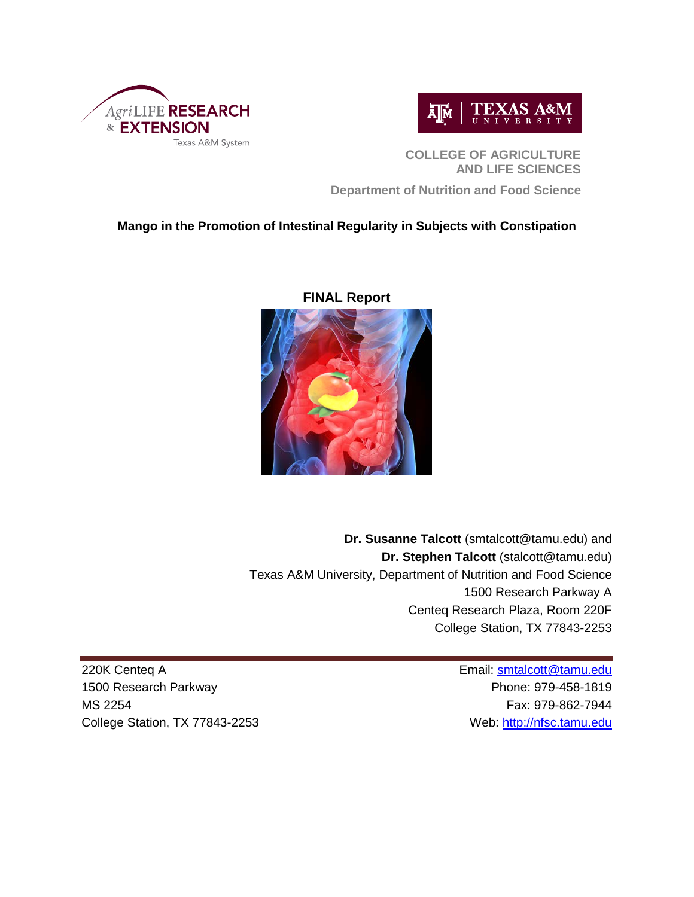AgriLIFE RESEARCH & EXTENSION

Texas A&M System

TEXAS A&M UNIVERSITY

COLLEGE OF AGRICULTURE AND LIFE SCIENCES

Department of Nutrition and Food Science

# Mango in the Promotion of Intestinal Regularity in Subjects with Constipation

## FINAL Report

**Dr. Susanne Talcott** (smtalcott@tamu.edu) and
**Dr. Stephen Talcott** (stalcott@tamu.edu)
Texas A&M University, Department of Nutrition and Food Science
1500 Research Parkway A
Centeq Research Plaza, Room 220F
College Station, TX 77843-2253

---

220K Centeq A
1500 Research Parkway
MS 2254
College Station, TX 77843-2253

Email: smtalcott@tamu.edu
Phone: 979-458-1819
Fax: 979-862-7944
Web: http://nfsc.tamu.edu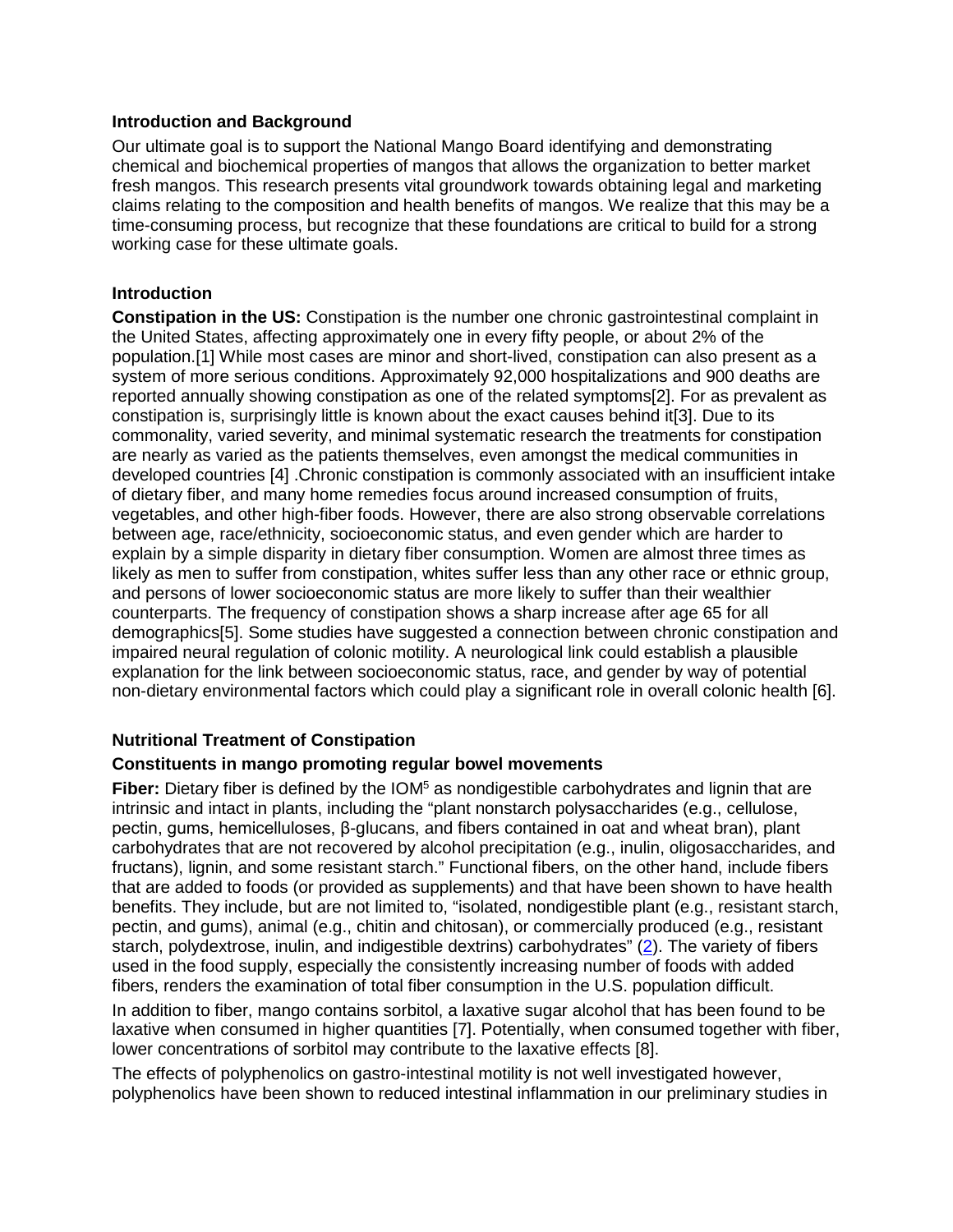### Introduction and Background

Our ultimate goal is to support the National Mango Board identifying and demonstrating chemical and biochemical properties of mangos that allows the organization to better market fresh mangos. This research presents vital groundwork towards obtaining legal and marketing claims relating to the composition and health benefits of mangos. We realize that this may be a time-consuming process, but recognize that these foundations are critical to build for a strong working case for these ultimate goals.

### Introduction

**Constipation in the US:** Constipation is the number one chronic gastrointestinal complaint in the United States, affecting approximately one in every fifty people, or about 2% of the population.[1] While most cases are minor and short-lived, constipation can also present as a system of more serious conditions. Approximately 92,000 hospitalizations and 900 deaths are reported annually showing constipation as one of the related symptoms[2]. For as prevalent as constipation is, surprisingly little is known about the exact causes behind it[3]. Due to its commonality, varied severity, and minimal systematic research the treatments for constipation are nearly as varied as the patients themselves, even amongst the medical communities in developed countries [4] .Chronic constipation is commonly associated with an insufficient intake of dietary fiber, and many home remedies focus around increased consumption of fruits, vegetables, and other high-fiber foods. However, there are also strong observable correlations between age, race/ethnicity, socioeconomic status, and even gender which are harder to explain by a simple disparity in dietary fiber consumption. Women are almost three times as likely as men to suffer from constipation, whites suffer less than any other race or ethnic group, and persons of lower socioeconomic status are more likely to suffer than their wealthier counterparts. The frequency of constipation shows a sharp increase after age 65 for all demographics[5]. Some studies have suggested a connection between chronic constipation and impaired neural regulation of colonic motility. A neurological link could establish a plausible explanation for the link between socioeconomic status, race, and gender by way of potential non-dietary environmental factors which could play a significant role in overall colonic health [6].

### Nutritional Treatment of Constipation

#### Constituents in mango promoting regular bowel movements

**Fiber:** Dietary fiber is defined by the IOM[5] as nondigestible carbohydrates and lignin that are intrinsic and intact in plants, including the "plant nonstarch polysaccharides (e.g., cellulose, pectin, gums, hemicelluloses, β-glucans, and fibers contained in oat and wheat bran), plant carbohydrates that are not recovered by alcohol precipitation (e.g., inulin, oligosaccharides, and fructans), lignin, and some resistant starch." Functional fibers, on the other hand, include fibers that are added to foods (or provided as supplements) and that have been shown to have health benefits. They include, but are not limited to, "isolated, nondigestible plant (e.g., resistant starch, pectin, and gums), animal (e.g., chitin and chitosan), or commercially produced (e.g., resistant starch, polydextrose, inulin, and indigestible dextrins) carbohydrates" (2). The variety of fibers used in the food supply, especially the consistently increasing number of foods with added fibers, renders the examination of total fiber consumption in the U.S. population difficult.

In addition to fiber, mango contains sorbitol, a laxative sugar alcohol that has been found to be laxative when consumed in higher quantities [7]. Potentially, when consumed together with fiber, lower concentrations of sorbitol may contribute to the laxative effects [8].

The effects of polyphenolics on gastro-intestinal motility is not well investigated however, polyphenolics have been shown to reduced intestinal inflammation in our preliminary studies in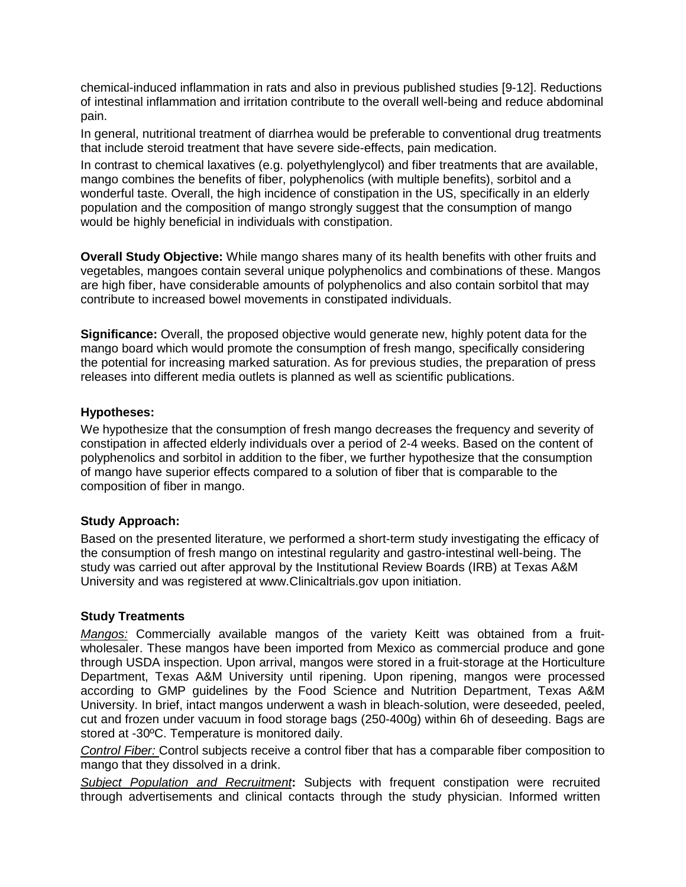chemical-induced inflammation in rats and also in previous published studies [9-12]. Reductions of intestinal inflammation and irritation contribute to the overall well-being and reduce abdominal pain.

In general, nutritional treatment of diarrhea would be preferable to conventional drug treatments that include steroid treatment that have severe side-effects, pain medication.

In contrast to chemical laxatives (e.g. polyethylenglycol) and fiber treatments that are available, mango combines the benefits of fiber, polyphenolics (with multiple benefits), sorbitol and a wonderful taste. Overall, the high incidence of constipation in the US, specifically in an elderly population and the composition of mango strongly suggest that the consumption of mango would be highly beneficial in individuals with constipation.

**Overall Study Objective:** While mango shares many of its health benefits with other fruits and vegetables, mangoes contain several unique polyphenolics and combinations of these. Mangos are high fiber, have considerable amounts of polyphenolics and also contain sorbitol that may contribute to increased bowel movements in constipated individuals.

**Significance:** Overall, the proposed objective would generate new, highly potent data for the mango board which would promote the consumption of fresh mango, specifically considering the potential for increasing marked saturation. As for previous studies, the preparation of press releases into different media outlets is planned as well as scientific publications.

**Hypotheses:**

We hypothesize that the consumption of fresh mango decreases the frequency and severity of constipation in affected elderly individuals over a period of 2-4 weeks. Based on the content of polyphenolics and sorbitol in addition to the fiber, we further hypothesize that the consumption of mango have superior effects compared to a solution of fiber that is comparable to the composition of fiber in mango.

**Study Approach:**

Based on the presented literature, we performed a short-term study investigating the efficacy of the consumption of fresh mango on intestinal regularity and gastro-intestinal well-being. The study was carried out after approval by the Institutional Review Boards (IRB) at Texas A&M University and was registered at www.Clinicaltrials.gov upon initiation.

**Study Treatments**

*Mangos:* Commercially available mangos of the variety Keitt was obtained from a fruit-wholesaler. These mangos have been imported from Mexico as commercial produce and gone through USDA inspection. Upon arrival, mangos were stored in a fruit-storage at the Horticulture Department, Texas A&M University until ripening. Upon ripening, mangos were processed according to GMP guidelines by the Food Science and Nutrition Department, Texas A&M University. In brief, intact mangos underwent a wash in bleach-solution, were deseeded, peeled, cut and frozen under vacuum in food storage bags (250-400g) within 6h of deseeding. Bags are stored at -30ºC. Temperature is monitored daily.

*Control Fiber:* Control subjects receive a control fiber that has a comparable fiber composition to mango that they dissolved in a drink.

*Subject Population and Recruitment*: Subjects with frequent constipation were recruited through advertisements and clinical contacts through the study physician. Informed written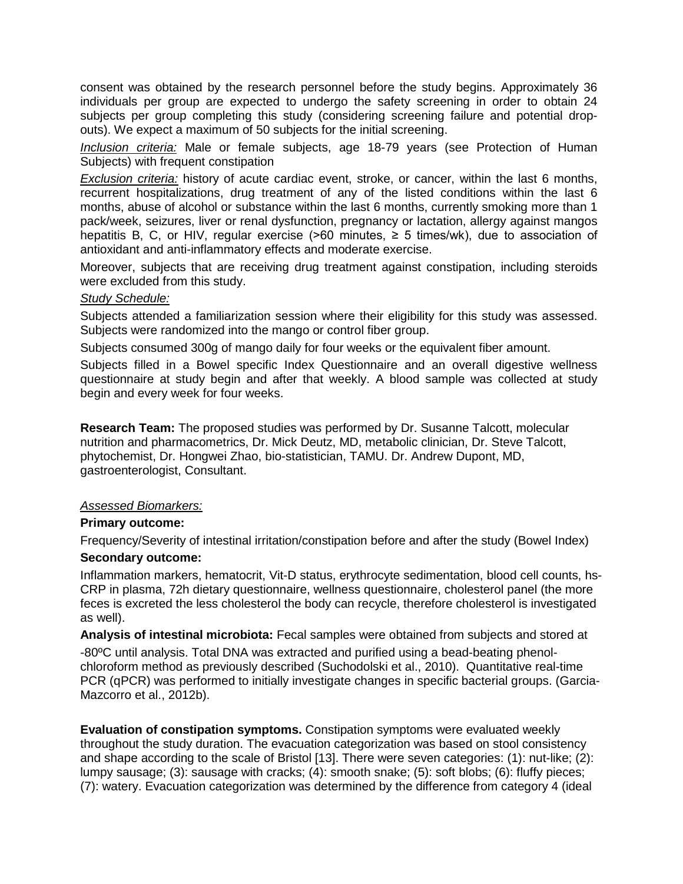consent was obtained by the research personnel before the study begins. Approximately 36 individuals per group are expected to undergo the safety screening in order to obtain 24 subjects per group completing this study (considering screening failure and potential drop-outs). We expect a maximum of 50 subjects for the initial screening.

*Inclusion criteria:* Male or female subjects, age 18-79 years (see Protection of Human Subjects) with frequent constipation

*Exclusion criteria:* history of acute cardiac event, stroke, or cancer, within the last 6 months, recurrent hospitalizations, drug treatment of any of the listed conditions within the last 6 months, abuse of alcohol or substance within the last 6 months, currently smoking more than 1 pack/week, seizures, liver or renal dysfunction, pregnancy or lactation, allergy against mangos hepatitis B, C, or HIV, regular exercise (>60 minutes, ≥ 5 times/wk), due to association of antioxidant and anti-inflammatory effects and moderate exercise.

Moreover, subjects that are receiving drug treatment against constipation, including steroids were excluded from this study.

*Study Schedule:*

Subjects attended a familiarization session where their eligibility for this study was assessed. Subjects were randomized into the mango or control fiber group.

Subjects consumed 300g of mango daily for four weeks or the equivalent fiber amount.

Subjects filled in a Bowel specific Index Questionnaire and an overall digestive wellness questionnaire at study begin and after that weekly. A blood sample was collected at study begin and every week for four weeks.

**Research Team:** The proposed studies was performed by Dr. Susanne Talcott, molecular nutrition and pharmacometrics, Dr. Mick Deutz, MD, metabolic clinician, Dr. Steve Talcott, phytochemist, Dr. Hongwei Zhao, bio-statistician, TAMU. Dr. Andrew Dupont, MD, gastroenterologist, Consultant.

*Assessed Biomarkers:*

**Primary outcome:**

Frequency/Severity of intestinal irritation/constipation before and after the study (Bowel Index)

**Secondary outcome:**

Inflammation markers, hematocrit, Vit-D status, erythrocyte sedimentation, blood cell counts, hs-CRP in plasma, 72h dietary questionnaire, wellness questionnaire, cholesterol panel (the more feces is excreted the less cholesterol the body can recycle, therefore cholesterol is investigated as well).

**Analysis of intestinal microbiota:** Fecal samples were obtained from subjects and stored at -80ºC until analysis. Total DNA was extracted and purified using a bead-beating phenol-chloroform method as previously described (Suchodolski et al., 2010). Quantitative real-time PCR (qPCR) was performed to initially investigate changes in specific bacterial groups. (Garcia-Mazcorro et al., 2012b).

**Evaluation of constipation symptoms.** Constipation symptoms were evaluated weekly throughout the study duration. The evacuation categorization was based on stool consistency and shape according to the scale of Bristol [13]. There were seven categories: (1): nut-like; (2): lumpy sausage; (3): sausage with cracks; (4): smooth snake; (5): soft blobs; (6): fluffy pieces; (7): watery. Evacuation categorization was determined by the difference from category 4 (ideal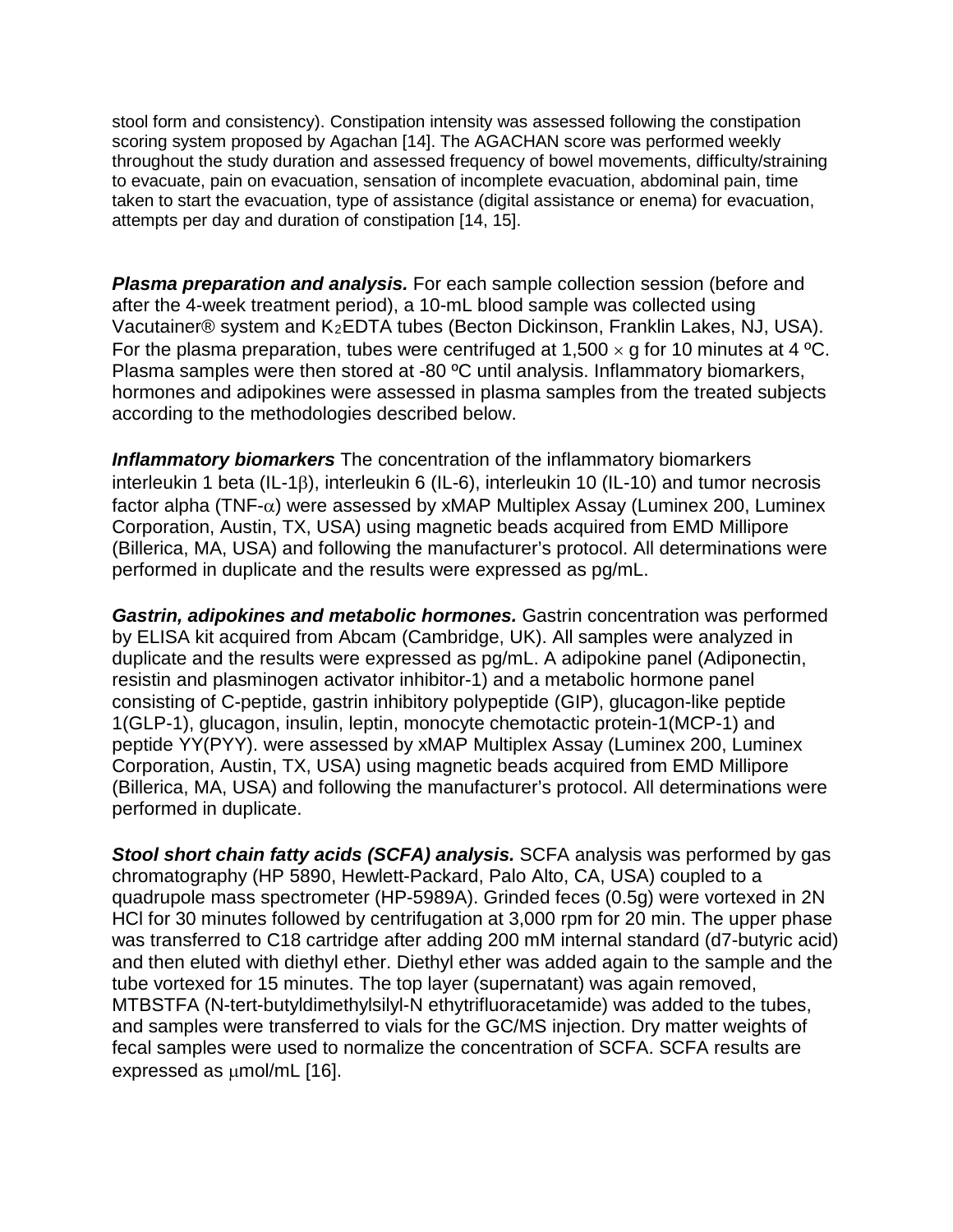stool form and consistency). Constipation intensity was assessed following the constipation scoring system proposed by Agachan [14]. The AGACHAN score was performed weekly throughout the study duration and assessed frequency of bowel movements, difficulty/straining to evacuate, pain on evacuation, sensation of incomplete evacuation, abdominal pain, time taken to start the evacuation, type of assistance (digital assistance or enema) for evacuation, attempts per day and duration of constipation [14, 15].

***Plasma preparation and analysis.*** For each sample collection session (before and after the 4-week treatment period), a 10-mL blood sample was collected using Vacutainer® system and $K_2$EDTA tubes (Becton Dickinson, Franklin Lakes, NJ, USA). For the plasma preparation, tubes were centrifuged at 1,500 $\times$ g for 10 minutes at 4 ºC. Plasma samples were then stored at -80 ºC until analysis. Inflammatory biomarkers, hormones and adipokines were assessed in plasma samples from the treated subjects according to the methodologies described below.

***Inflammatory biomarkers*** The concentration of the inflammatory biomarkers interleukin 1 beta (IL-1$\beta$), interleukin 6 (IL-6), interleukin 10 (IL-10) and tumor necrosis factor alpha (TNF-$\alpha$) were assessed by xMAP Multiplex Assay (Luminex 200, Luminex Corporation, Austin, TX, USA) using magnetic beads acquired from EMD Millipore (Billerica, MA, USA) and following the manufacturer's protocol. All determinations were performed in duplicate and the results were expressed as pg/mL.

***Gastrin, adipokines and metabolic hormones.*** Gastrin concentration was performed by ELISA kit acquired from Abcam (Cambridge, UK). All samples were analyzed in duplicate and the results were expressed as pg/mL. A adipokine panel (Adiponectin, resistin and plasminogen activator inhibitor-1) and a metabolic hormone panel consisting of C-peptide, gastrin inhibitory polypeptide (GIP), glucagon-like peptide 1(GLP-1), glucagon, insulin, leptin, monocyte chemotactic protein-1(MCP-1) and peptide YY(PYY). were assessed by xMAP Multiplex Assay (Luminex 200, Luminex Corporation, Austin, TX, USA) using magnetic beads acquired from EMD Millipore (Billerica, MA, USA) and following the manufacturer's protocol. All determinations were performed in duplicate.

***Stool short chain fatty acids (SCFA) analysis.*** SCFA analysis was performed by gas chromatography (HP 5890, Hewlett-Packard, Palo Alto, CA, USA) coupled to a quadrupole mass spectrometer (HP-5989A). Grinded feces (0.5g) were vortexed in 2N HCl for 30 minutes followed by centrifugation at 3,000 rpm for 20 min. The upper phase was transferred to C18 cartridge after adding 200 mM internal standard (d7-butyric acid) and then eluted with diethyl ether. Diethyl ether was added again to the sample and the tube vortexed for 15 minutes. The top layer (supernatant) was again removed, MTBSTFA (N-tert-butyldimethylsilyl-N ethytrifluoracetamide) was added to the tubes, and samples were transferred to vials for the GC/MS injection. Dry matter weights of fecal samples were used to normalize the concentration of SCFA. SCFA results are expressed as $\mu$mol/mL [16].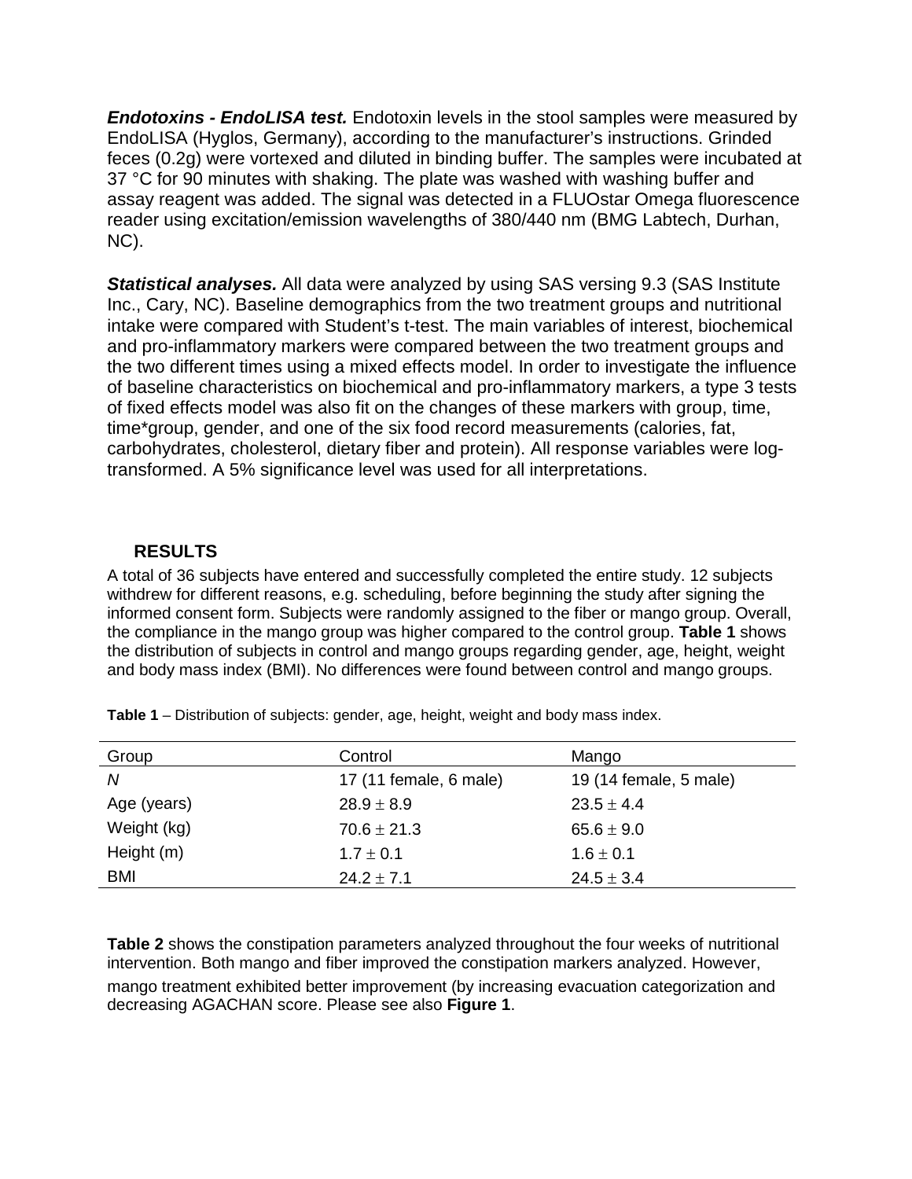***Endotoxins - EndoLISA test.*** Endotoxin levels in the stool samples were measured by EndoLISA (Hyglos, Germany), according to the manufacturer's instructions. Grinded feces (0.2g) were vortexed and diluted in binding buffer. The samples were incubated at 37 °C for 90 minutes with shaking. The plate was washed with washing buffer and assay reagent was added. The signal was detected in a FLUOstar Omega fluorescence reader using excitation/emission wavelengths of 380/440 nm (BMG Labtech, Durhan, NC).

***Statistical analyses.*** All data were analyzed by using SAS versing 9.3 (SAS Institute Inc., Cary, NC). Baseline demographics from the two treatment groups and nutritional intake were compared with Student's t-test. The main variables of interest, biochemical and pro-inflammatory markers were compared between the two treatment groups and the two different times using a mixed effects model. In order to investigate the influence of baseline characteristics on biochemical and pro-inflammatory markers, a type 3 tests of fixed effects model was also fit on the changes of these markers with group, time, time*group, gender, and one of the six food record measurements (calories, fat, carbohydrates, cholesterol, dietary fiber and protein). All response variables were log-transformed. A 5% significance level was used for all interpretations.

## RESULTS

A total of 36 subjects have entered and successfully completed the entire study. 12 subjects withdrew for different reasons, e.g. scheduling, before beginning the study after signing the informed consent form. Subjects were randomly assigned to the fiber or mango group. Overall, the compliance in the mango group was higher compared to the control group. **Table 1** shows the distribution of subjects in control and mango groups regarding gender, age, height, weight and body mass index (BMI). No differences were found between control and mango groups.

**Table 1** – Distribution of subjects: gender, age, height, weight and body mass index.

| Group | Control | Mango |
|---|---|---|
| *N* | 17 (11 female, 6 male) | 19 (14 female, 5 male) |
| Age (years) | $28.9 \pm 8.9$ | $23.5 \pm 4.4$ |
| Weight (kg) | $70.6 \pm 21.3$ | $65.6 \pm 9.0$ |
| Height (m) | $1.7 \pm 0.1$ | $1.6 \pm 0.1$ |
| BMI | $24.2 \pm 7.1$ | $24.5 \pm 3.4$ |

**Table 2** shows the constipation parameters analyzed throughout the four weeks of nutritional intervention. Both mango and fiber improved the constipation markers analyzed. However, mango treatment exhibited better improvement (by increasing evacuation categorization and decreasing AGACHAN score. Please see also **Figure 1**.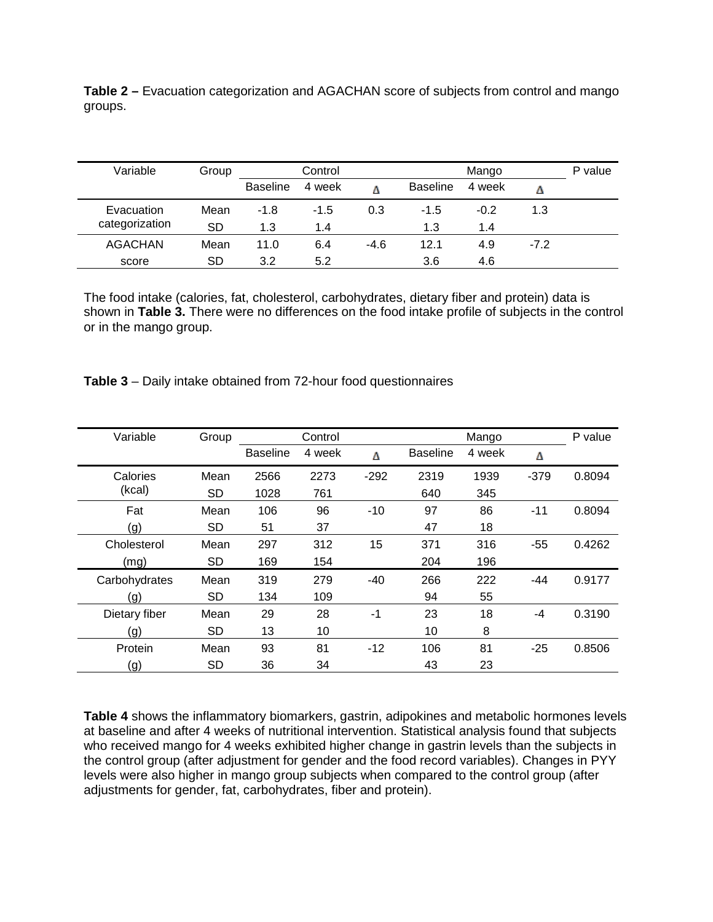**Table 2 –** Evacuation categorization and AGACHAN score of subjects from control and mango groups.

| Variable | Group | Control | | | Mango | | | P value |
|---|---|---|---|---|---|---|---|---|
| | | Baseline | 4 week | Δ | Baseline | 4 week | Δ | |
| Evacuation categorization | Mean | -1.8 | -1.5 | 0.3 | -1.5 | -0.2 | 1.3 | |
| | SD | 1.3 | 1.4 | | 1.3 | 1.4 | | |
| AGACHAN score | Mean | 11.0 | 6.4 | -4.6 | 12.1 | 4.9 | -7.2 | |
| | SD | 3.2 | 5.2 | | 3.6 | 4.6 | | |

The food intake (calories, fat, cholesterol, carbohydrates, dietary fiber and protein) data is shown in **Table 3.** There were no differences on the food intake profile of subjects in the control or in the mango group.

**Table 3** – Daily intake obtained from 72-hour food questionnaires

| Variable | Group | Control | | | Mango | | | P value |
|---|---|---|---|---|---|---|---|---|
| | | Baseline | 4 week | Δ | Baseline | 4 week | Δ | |
| Calories (kcal) | Mean | 2566 | 2273 | -292 | 2319 | 1939 | -379 | 0.8094 |
| | SD | 1028 | 761 | | 640 | 345 | | |
| Fat (g) | Mean | 106 | 96 | -10 | 97 | 86 | -11 | 0.8094 |
| | SD | 51 | 37 | | 47 | 18 | | |
| Cholesterol (mg) | Mean | 297 | 312 | 15 | 371 | 316 | -55 | 0.4262 |
| | SD | 169 | 154 | | 204 | 196 | | |
| Carbohydrates (g) | Mean | 319 | 279 | -40 | 266 | 222 | -44 | 0.9177 |
| | SD | 134 | 109 | | 94 | 55 | | |
| Dietary fiber (g) | Mean | 29 | 28 | -1 | 23 | 18 | -4 | 0.3190 |
| | SD | 13 | 10 | | 10 | 8 | | |
| Protein (g) | Mean | 93 | 81 | -12 | 106 | 81 | -25 | 0.8506 |
| | SD | 36 | 34 | | 43 | 23 | | |

**Table 4** shows the inflammatory biomarkers, gastrin, adipokines and metabolic hormones levels at baseline and after 4 weeks of nutritional intervention. Statistical analysis found that subjects who received mango for 4 weeks exhibited higher change in gastrin levels than the subjects in the control group (after adjustment for gender and the food record variables). Changes in PYY levels were also higher in mango group subjects when compared to the control group (after adjustments for gender, fat, carbohydrates, fiber and protein).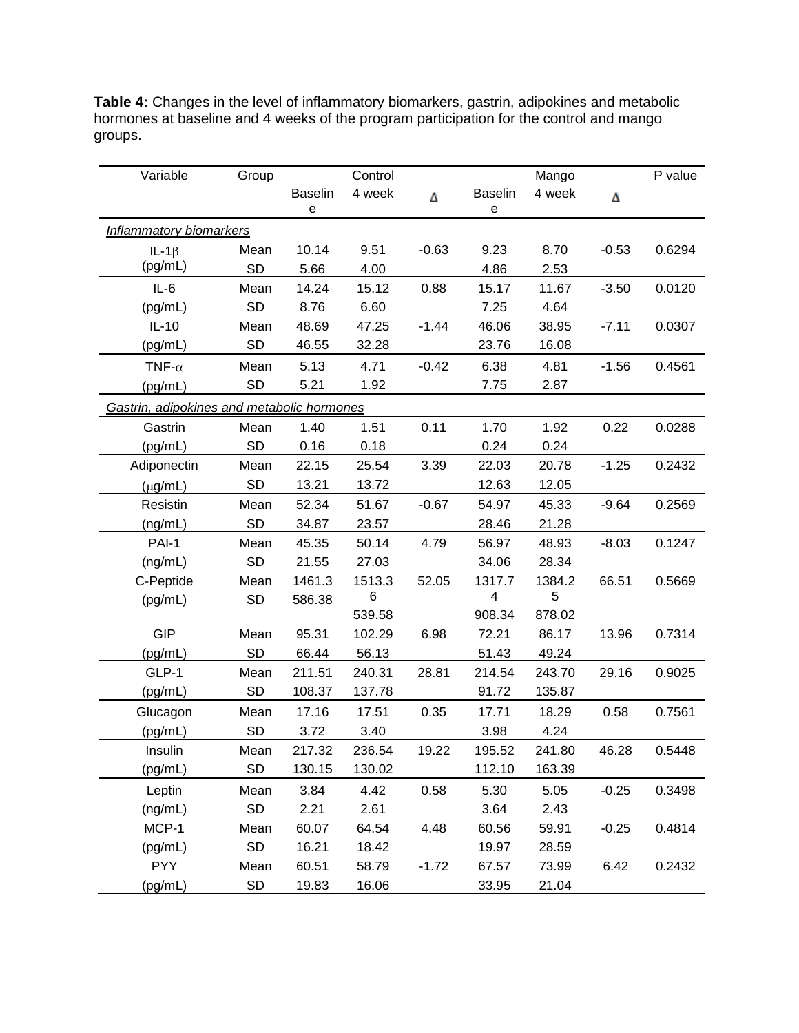**Table 4:** Changes in the level of inflammatory biomarkers, gastrin, adipokines and metabolic hormones at baseline and 4 weeks of the program participation for the control and mango groups.

| Variable | Group | Control | | | Mango | | | P value |
|---|---|---|---|---|---|---|---|---|
| | | Baseline | 4 week | Δ | Baseline | 4 week | Δ | |
| *Inflammatory biomarkers* | | | | | | | | |
| IL-1β (pg/mL) | Mean | 10.14 | 9.51 | -0.63 | 9.23 | 8.70 | -0.53 | 0.6294 |
| | SD | 5.66 | 4.00 | | 4.86 | 2.53 | | |
| IL-6 (pg/mL) | Mean | 14.24 | 15.12 | 0.88 | 15.17 | 11.67 | -3.50 | 0.0120 |
| | SD | 8.76 | 6.60 | | 7.25 | 4.64 | | |
| IL-10 (pg/mL) | Mean | 48.69 | 47.25 | -1.44 | 46.06 | 38.95 | -7.11 | 0.0307 |
| | SD | 46.55 | 32.28 | | 23.76 | 16.08 | | |
| TNF-α (pg/mL) | Mean | 5.13 | 4.71 | -0.42 | 6.38 | 4.81 | -1.56 | 0.4561 |
| | SD | 5.21 | 1.92 | | 7.75 | 2.87 | | |
| *Gastrin, adipokines and metabolic hormones* | | | | | | | | |
| Gastrin (pg/mL) | Mean | 1.40 | 1.51 | 0.11 | 1.70 | 1.92 | 0.22 | 0.0288 |
| | SD | 0.16 | 0.18 | | 0.24 | 0.24 | | |
| Adiponectin (μg/mL) | Mean | 22.15 | 25.54 | 3.39 | 22.03 | 20.78 | -1.25 | 0.2432 |
| | SD | 13.21 | 13.72 | | 12.63 | 12.05 | | |
| Resistin (ng/mL) | Mean | 52.34 | 51.67 | -0.67 | 54.97 | 45.33 | -9.64 | 0.2569 |
| | SD | 34.87 | 23.57 | | 28.46 | 21.28 | | |
| PAI-1 (ng/mL) | Mean | 45.35 | 50.14 | 4.79 | 56.97 | 48.93 | -8.03 | 0.1247 |
| | SD | 21.55 | 27.03 | | 34.06 | 28.34 | | |
| C-Peptide (pg/mL) | Mean | 1461.3 | 1513.36 | 52.05 | 1317.74 | 1384.25 | 66.51 | 0.5669 |
| | SD | 586.38 | 539.58 | | 908.34 | 878.02 | | |
| GIP (pg/mL) | Mean | 95.31 | 102.29 | 6.98 | 72.21 | 86.17 | 13.96 | 0.7314 |
| | SD | 66.44 | 56.13 | | 51.43 | 49.24 | | |
| GLP-1 (pg/mL) | Mean | 211.51 | 240.31 | 28.81 | 214.54 | 243.70 | 29.16 | 0.9025 |
| | SD | 108.37 | 137.78 | | 91.72 | 135.87 | | |
| Glucagon (pg/mL) | Mean | 17.16 | 17.51 | 0.35 | 17.71 | 18.29 | 0.58 | 0.7561 |
| | SD | 3.72 | 3.40 | | 3.98 | 4.24 | | |
| Insulin (pg/mL) | Mean | 217.32 | 236.54 | 19.22 | 195.52 | 241.80 | 46.28 | 0.5448 |
| | SD | 130.15 | 130.02 | | 112.10 | 163.39 | | |
| Leptin (ng/mL) | Mean | 3.84 | 4.42 | 0.58 | 5.30 | 5.05 | -0.25 | 0.3498 |
| | SD | 2.21 | 2.61 | | 3.64 | 2.43 | | |
| MCP-1 (pg/mL) | Mean | 60.07 | 64.54 | 4.48 | 60.56 | 59.91 | -0.25 | 0.4814 |
| | SD | 16.21 | 18.42 | | 19.97 | 28.59 | | |
| PYY (pg/mL) | Mean | 60.51 | 58.79 | -1.72 | 67.57 | 73.99 | 6.42 | 0.2432 |
| | SD | 19.83 | 16.06 | | 33.95 | 21.04 | | |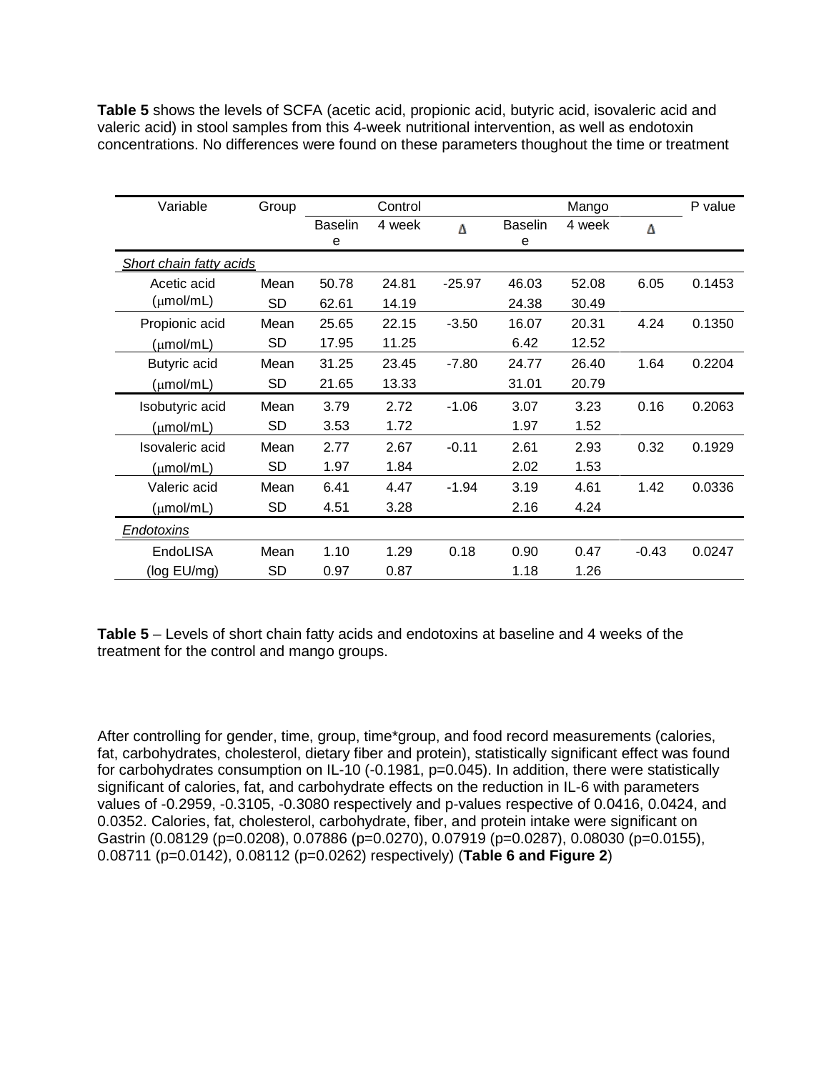**Table 5** shows the levels of SCFA (acetic acid, propionic acid, butyric acid, isovaleric acid and valeric acid) in stool samples from this 4-week nutritional intervention, as well as endotoxin concentrations. No differences were found on these parameters thoughout the time or treatment

| Variable | Group | Control | | | Mango | | | P value |
|---|---|---|---|---|---|---|---|---|
| | | Baseline | 4 week | Δ | Baseline | 4 week | Δ | |
| *Short chain fatty acids* | | | | | | | | |
| Acetic acid (μmol/mL) | Mean | 50.78 | 24.81 | -25.97 | 46.03 | 52.08 | 6.05 | 0.1453 |
| | SD | 62.61 | 14.19 | | 24.38 | 30.49 | | |
| Propionic acid (μmol/mL) | Mean | 25.65 | 22.15 | -3.50 | 16.07 | 20.31 | 4.24 | 0.1350 |
| | SD | 17.95 | 11.25 | | 6.42 | 12.52 | | |
| Butyric acid (μmol/mL) | Mean | 31.25 | 23.45 | -7.80 | 24.77 | 26.40 | 1.64 | 0.2204 |
| | SD | 21.65 | 13.33 | | 31.01 | 20.79 | | |
| Isobutyric acid (μmol/mL) | Mean | 3.79 | 2.72 | -1.06 | 3.07 | 3.23 | 0.16 | 0.2063 |
| | SD | 3.53 | 1.72 | | 1.97 | 1.52 | | |
| Isovaleric acid (μmol/mL) | Mean | 2.77 | 2.67 | -0.11 | 2.61 | 2.93 | 0.32 | 0.1929 |
| | SD | 1.97 | 1.84 | | 2.02 | 1.53 | | |
| Valeric acid (μmol/mL) | Mean | 6.41 | 4.47 | -1.94 | 3.19 | 4.61 | 1.42 | 0.0336 |
| | SD | 4.51 | 3.28 | | 2.16 | 4.24 | | |
| *Endotoxins* | | | | | | | | |
| EndoLISA (log EU/mg) | Mean | 1.10 | 1.29 | 0.18 | 0.90 | 0.47 | -0.43 | 0.0247 |
| | SD | 0.97 | 0.87 | | 1.18 | 1.26 | | |

**Table 5** – Levels of short chain fatty acids and endotoxins at baseline and 4 weeks of the treatment for the control and mango groups.

After controlling for gender, time, group, time*group, and food record measurements (calories, fat, carbohydrates, cholesterol, dietary fiber and protein), statistically significant effect was found for carbohydrates consumption on IL-10 (-0.1981, p=0.045). In addition, there were statistically significant of calories, fat, and carbohydrate effects on the reduction in IL-6 with parameters values of -0.2959, -0.3105, -0.3080 respectively and p-values respective of 0.0416, 0.0424, and 0.0352. Calories, fat, cholesterol, carbohydrate, fiber, and protein intake were significant on Gastrin (0.08129 (p=0.0208), 0.07886 (p=0.0270), 0.07919 (p=0.0287), 0.08030 (p=0.0155), 0.08711 (p=0.0142), 0.08112 (p=0.0262) respectively) (**Table 6 and Figure 2**)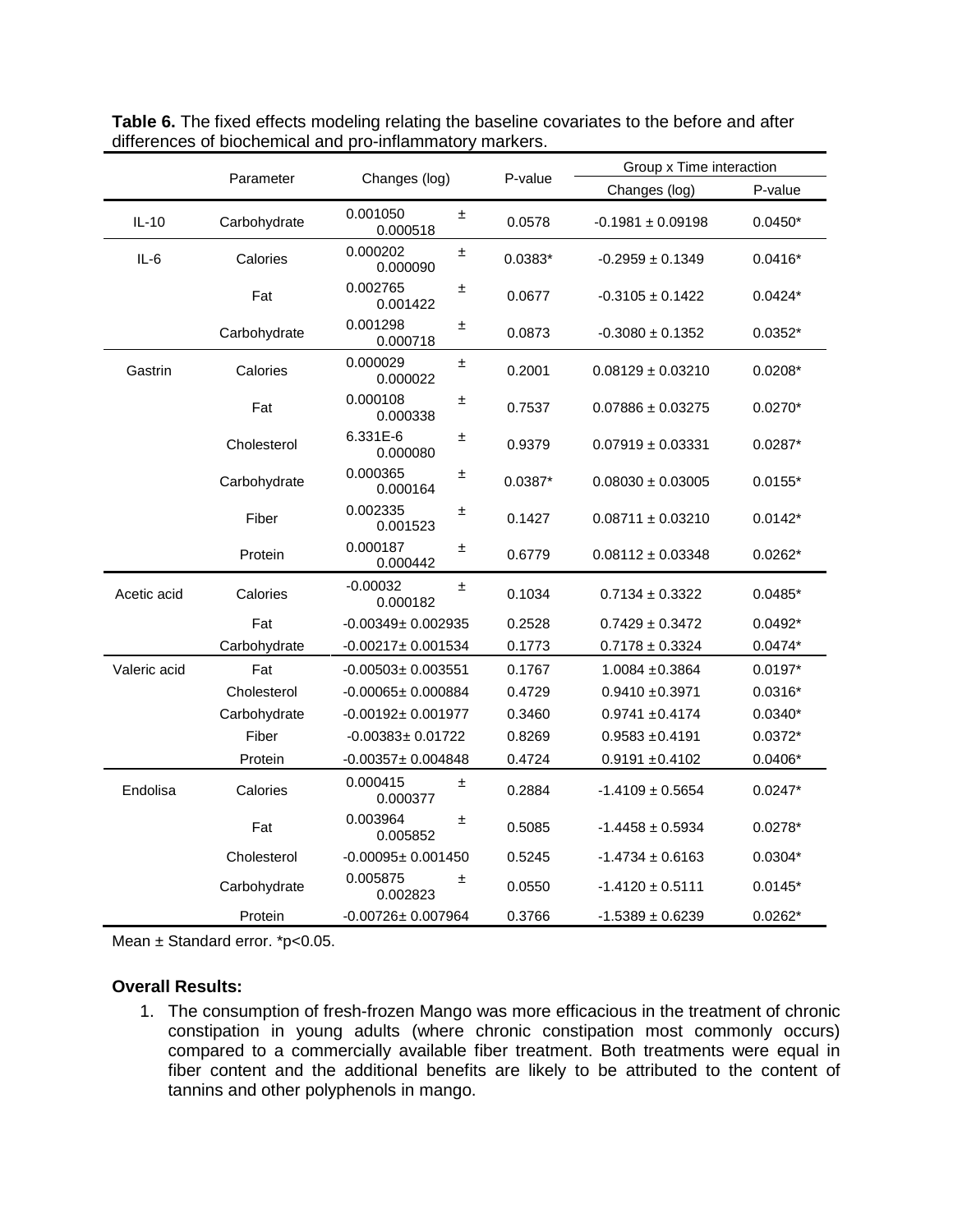**Table 6.** The fixed effects modeling relating the baseline covariates to the before and after differences of biochemical and pro-inflammatory markers.

| | Parameter | Changes (log) | P-value | Group x Time interaction | |
|---|---|---|---|---|---|
| | | | | Changes (log) | P-value |
| IL-10 | Carbohydrate | 0.001050 ± 0.000518 | 0.0578 | -0.1981 ± 0.09198 | 0.0450* |
| IL-6 | Calories | 0.000202 ± 0.000090 | 0.0383* | -0.2959 ± 0.1349 | 0.0416* |
| | Fat | 0.002765 ± 0.001422 | 0.0677 | -0.3105 ± 0.1422 | 0.0424* |
| | Carbohydrate | 0.001298 ± 0.000718 | 0.0873 | -0.3080 ± 0.1352 | 0.0352* |
| Gastrin | Calories | 0.000029 ± 0.000022 | 0.2001 | 0.08129 ± 0.03210 | 0.0208* |
| | Fat | 0.000108 ± 0.000338 | 0.7537 | 0.07886 ± 0.03275 | 0.0270* |
| | Cholesterol | 6.331E-6 ± 0.000080 | 0.9379 | 0.07919 ± 0.03331 | 0.0287* |
| | Carbohydrate | 0.000365 ± 0.000164 | 0.0387* | 0.08030 ± 0.03005 | 0.0155* |
| | Fiber | 0.002335 ± 0.001523 | 0.1427 | 0.08711 ± 0.03210 | 0.0142* |
| | Protein | 0.000187 ± 0.000442 | 0.6779 | 0.08112 ± 0.03348 | 0.0262* |
| Acetic acid | Calories | -0.00032 ± 0.000182 | 0.1034 | 0.7134 ± 0.3322 | 0.0485* |
| | Fat | -0.00349± 0.002935 | 0.2528 | 0.7429 ± 0.3472 | 0.0492* |
| | Carbohydrate | -0.00217± 0.001534 | 0.1773 | 0.7178 ± 0.3324 | 0.0474* |
| Valeric acid | Fat | -0.00503± 0.003551 | 0.1767 | 1.0084 ±0.3864 | 0.0197* |
| | Cholesterol | -0.00065± 0.000884 | 0.4729 | 0.9410 ±0.3971 | 0.0316* |
| | Carbohydrate | -0.00192± 0.001977 | 0.3460 | 0.9741 ±0.4174 | 0.0340* |
| | Fiber | -0.00383± 0.01722 | 0.8269 | 0.9583 ±0.4191 | 0.0372* |
| | Protein | -0.00357± 0.004848 | 0.4724 | 0.9191 ±0.4102 | 0.0406* |
| Endolisa | Calories | 0.000415 ± 0.000377 | 0.2884 | -1.4109 ± 0.5654 | 0.0247* |
| | Fat | 0.003964 ± 0.005852 | 0.5085 | -1.4458 ± 0.5934 | 0.0278* |
| | Cholesterol | -0.00095± 0.001450 | 0.5245 | -1.4734 ± 0.6163 | 0.0304* |
| | Carbohydrate | 0.005875 ± 0.002823 | 0.0550 | -1.4120 ± 0.5111 | 0.0145* |
| | Protein | -0.00726± 0.007964 | 0.3766 | -1.5389 ± 0.6239 | 0.0262* |

Mean ± Standard error. *p<0.05.

**Overall Results:**

1. The consumption of fresh-frozen Mango was more efficacious in the treatment of chronic constipation in young adults (where chronic constipation most commonly occurs) compared to a commercially available fiber treatment. Both treatments were equal in fiber content and the additional benefits are likely to be attributed to the content of tannins and other polyphenols in mango.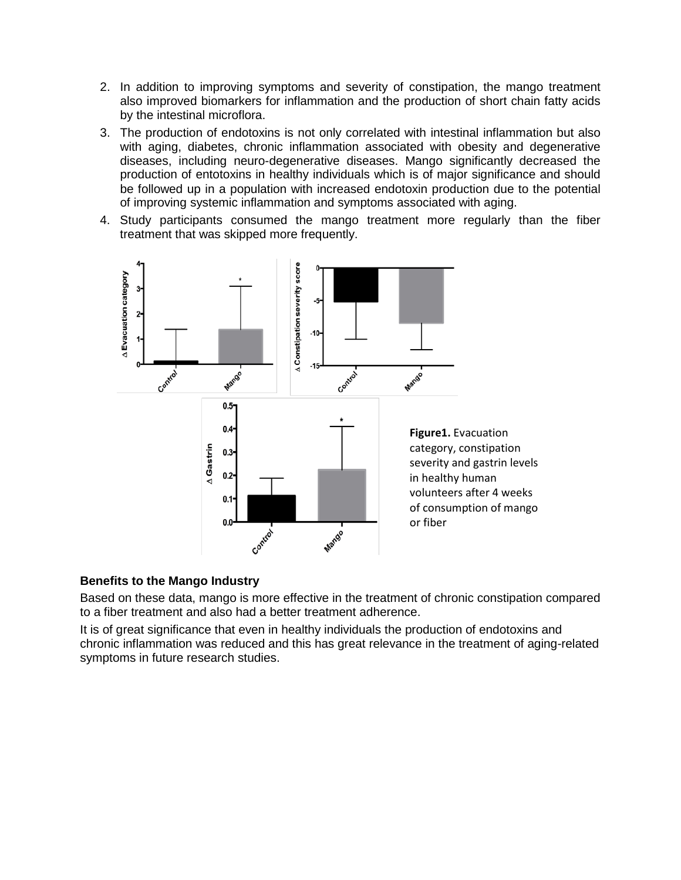2. In addition to improving symptoms and severity of constipation, the mango treatment also improved biomarkers for inflammation and the production of short chain fatty acids by the intestinal microflora.
3. The production of endotoxins is not only correlated with intestinal inflammation but also with aging, diabetes, chronic inflammation associated with obesity and degenerative diseases, including neuro-degenerative diseases. Mango significantly decreased the production of entotoxins in healthy individuals which is of major significance and should be followed up in a population with increased endotoxin production due to the potential of improving systemic inflammation and symptoms associated with aging.
4. Study participants consumed the mango treatment more regularly than the fiber treatment that was skipped more frequently.

**Figure1.** Evacuation category, constipation severity and gastrin levels in healthy human volunteers after 4 weeks of consumption of mango or fiber

**Benefits to the Mango Industry**

Based on these data, mango is more effective in the treatment of chronic constipation compared to a fiber treatment and also had a better treatment adherence.

It is of great significance that even in healthy individuals the production of endotoxins and chronic inflammation was reduced and this has great relevance in the treatment of aging-related symptoms in future research studies.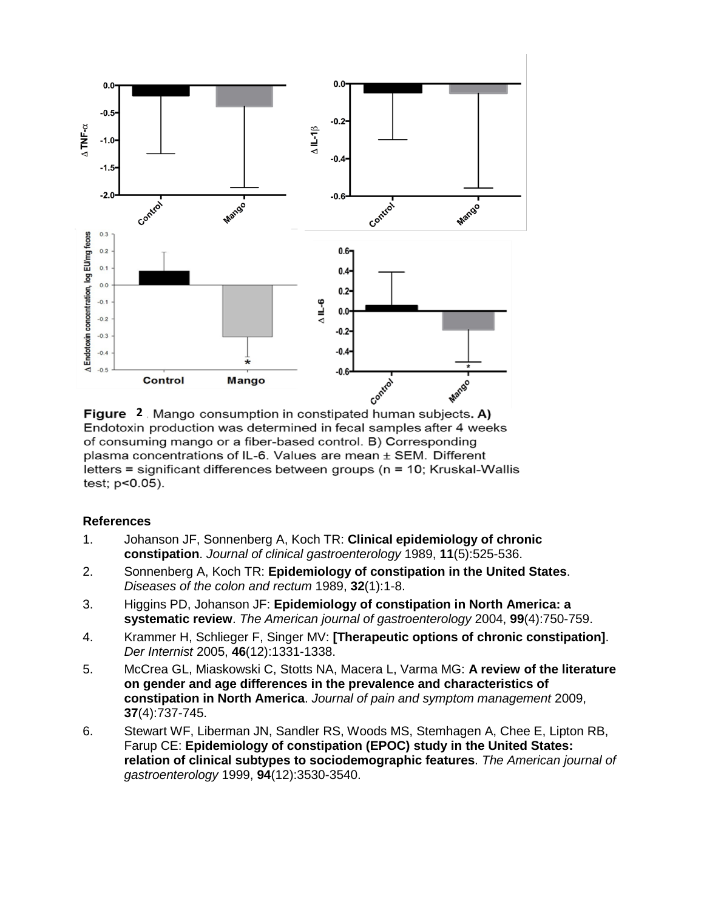**Figure 2**. Mango consumption in constipated human subjects. **A)** Endotoxin production was determined in fecal samples after 4 weeks of consuming mango or a fiber-based control. B) Corresponding plasma concentrations of IL-6. Values are mean ± SEM. Different letters = significant differences between groups (n = 10; Kruskal-Wallis test; $p<0.05$).

## References

1. Johanson JF, Sonnenberg A, Koch TR: **Clinical epidemiology of chronic constipation**. *Journal of clinical gastroenterology* 1989, **11**(5):525-536.
2. Sonnenberg A, Koch TR: **Epidemiology of constipation in the United States**. *Diseases of the colon and rectum* 1989, **32**(1):1-8.
3. Higgins PD, Johanson JF: **Epidemiology of constipation in North America: a systematic review**. *The American journal of gastroenterology* 2004, **99**(4):750-759.
4. Krammer H, Schlieger F, Singer MV: **[Therapeutic options of chronic constipation]**. *Der Internist* 2005, **46**(12):1331-1338.
5. McCrea GL, Miaskowski C, Stotts NA, Macera L, Varma MG: **A review of the literature on gender and age differences in the prevalence and characteristics of constipation in North America**. *Journal of pain and symptom management* 2009, **37**(4):737-745.
6. Stewart WF, Liberman JN, Sandler RS, Woods MS, Stemhagen A, Chee E, Lipton RB, Farup CE: **Epidemiology of constipation (EPOC) study in the United States: relation of clinical subtypes to sociodemographic features**. *The American journal of gastroenterology* 1999, **94**(12):3530-3540.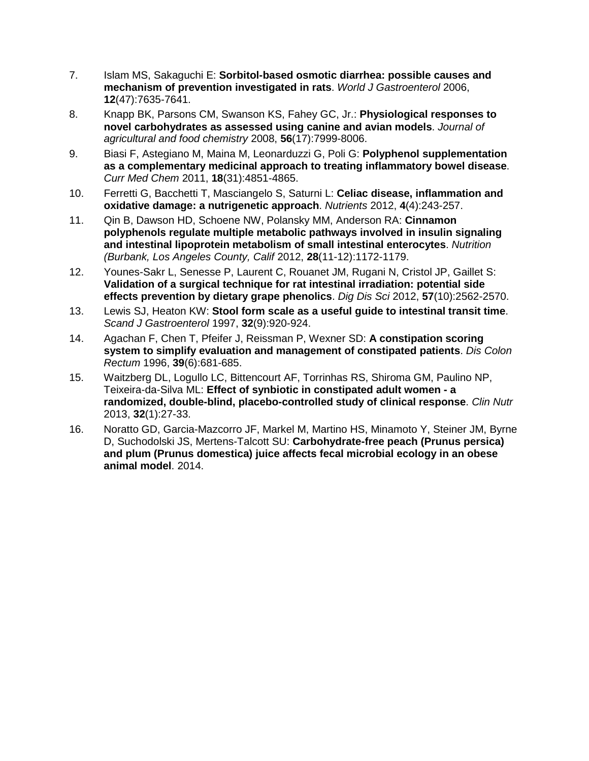7. Islam MS, Sakaguchi E: **Sorbitol-based osmotic diarrhea: possible causes and mechanism of prevention investigated in rats**. *World J Gastroenterol* 2006, **12**(47):7635-7641.
8. Knapp BK, Parsons CM, Swanson KS, Fahey GC, Jr.: **Physiological responses to novel carbohydrates as assessed using canine and avian models**. *Journal of agricultural and food chemistry* 2008, **56**(17):7999-8006.
9. Biasi F, Astegiano M, Maina M, Leonarduzzi G, Poli G: **Polyphenol supplementation as a complementary medicinal approach to treating inflammatory bowel disease**. *Curr Med Chem* 2011, **18**(31):4851-4865.
10. Ferretti G, Bacchetti T, Masciangelo S, Saturni L: **Celiac disease, inflammation and oxidative damage: a nutrigenetic approach**. *Nutrients* 2012, **4**(4):243-257.
11. Qin B, Dawson HD, Schoene NW, Polansky MM, Anderson RA: **Cinnamon polyphenols regulate multiple metabolic pathways involved in insulin signaling and intestinal lipoprotein metabolism of small intestinal enterocytes**. *Nutrition (Burbank, Los Angeles County, Calif* 2012, **28**(11-12):1172-1179.
12. Younes-Sakr L, Senesse P, Laurent C, Rouanet JM, Rugani N, Cristol JP, Gaillet S: **Validation of a surgical technique for rat intestinal irradiation: potential side effects prevention by dietary grape phenolics**. *Dig Dis Sci* 2012, **57**(10):2562-2570.
13. Lewis SJ, Heaton KW: **Stool form scale as a useful guide to intestinal transit time**. *Scand J Gastroenterol* 1997, **32**(9):920-924.
14. Agachan F, Chen T, Pfeifer J, Reissman P, Wexner SD: **A constipation scoring system to simplify evaluation and management of constipated patients**. *Dis Colon Rectum* 1996, **39**(6):681-685.
15. Waitzberg DL, Logullo LC, Bittencourt AF, Torrinhas RS, Shiroma GM, Paulino NP, Teixeira-da-Silva ML: **Effect of synbiotic in constipated adult women - a randomized, double-blind, placebo-controlled study of clinical response**. *Clin Nutr* 2013, **32**(1):27-33.
16. Noratto GD, Garcia-Mazcorro JF, Markel M, Martino HS, Minamoto Y, Steiner JM, Byrne D, Suchodolski JS, Mertens-Talcott SU: **Carbohydrate-free peach (Prunus persica) and plum (Prunus domestica) juice affects fecal microbial ecology in an obese animal model**. 2014.